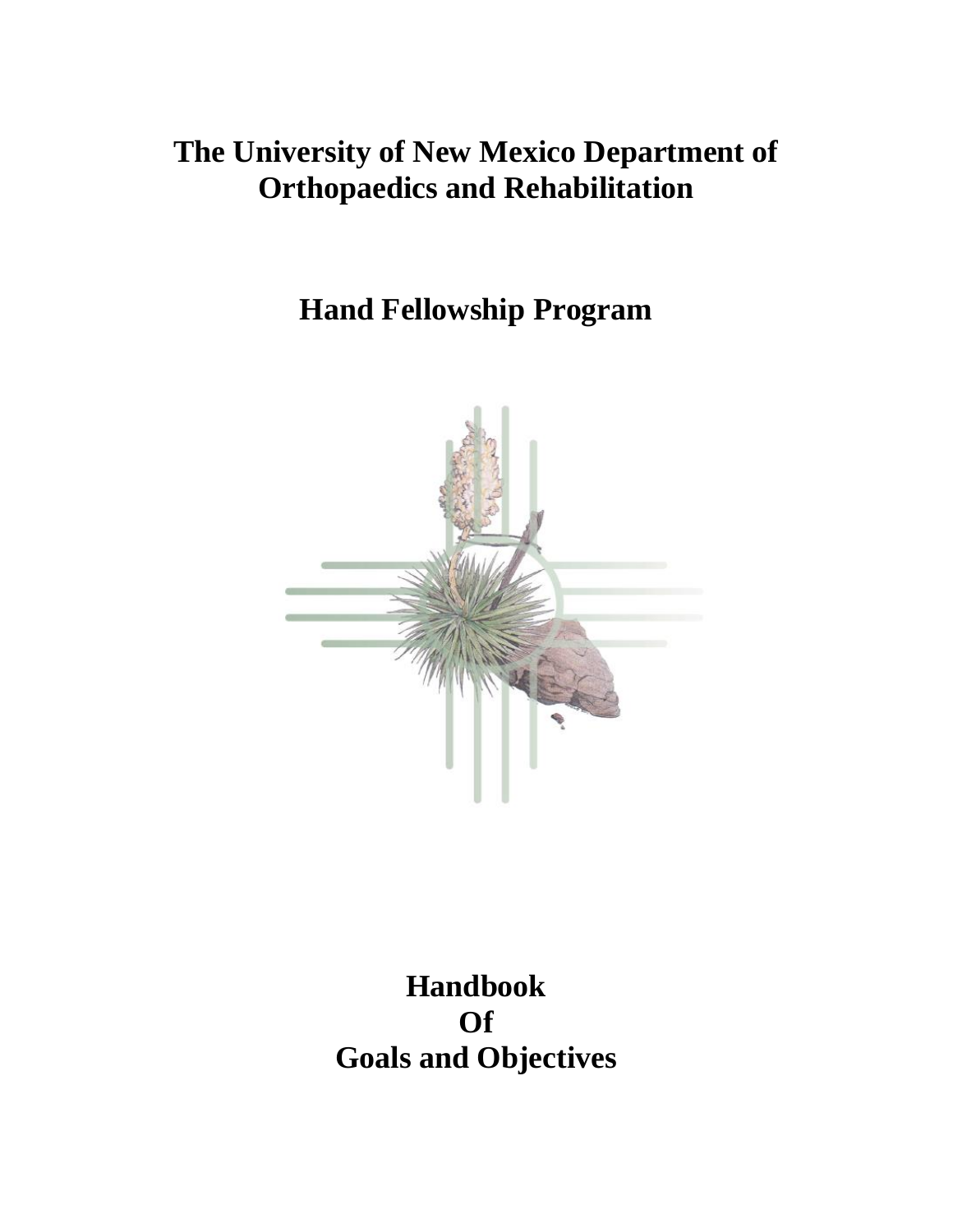# The University of New Mexico Department of Orthopaedics and Rehabilitation

## Hand Fellowship Program

## Handbook Of Goals and Objectives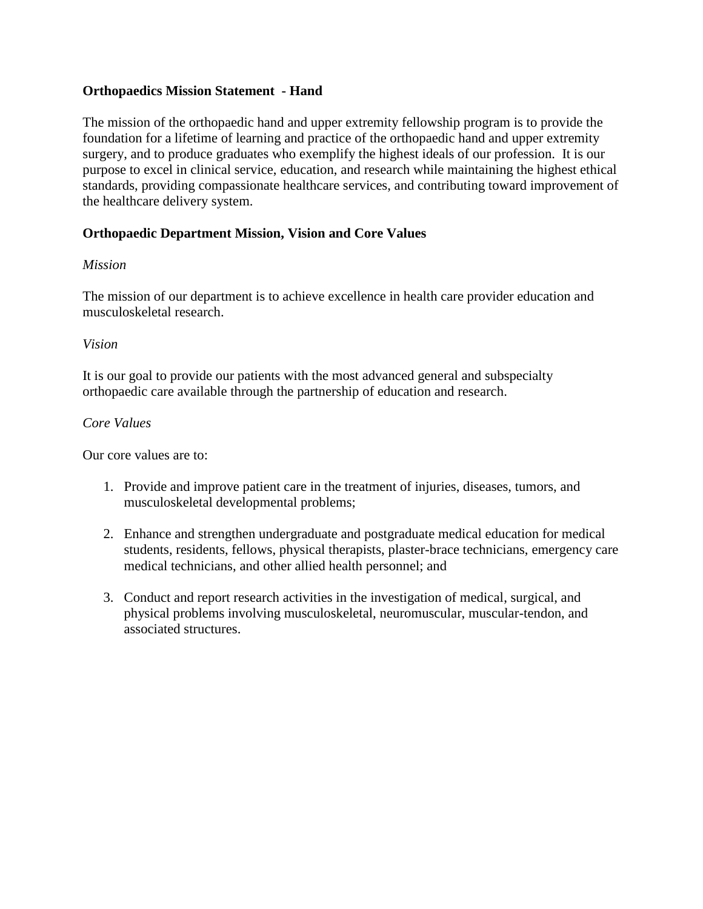## Orthopaedics Mission Statement - Hand

The mission of the orthopaedic hand and upper extremity fellowship program is to provide the foundation for a lifetime of learning and practice of the orthopaedic hand and upper extremity surgery, and to produce graduates who exemplify the highest ideals of our profession. It is our purpose to excel in clinical service, education, and research while maintaining the highest ethical standards, providing compassionate healthcare services, and contributing toward improvement of the healthcare delivery system.

## Orthopaedic Department Mission, Vision and Core Values

*Mission*

The mission of our department is to achieve excellence in health care provider education and musculoskeletal research.

*Vision*

It is our goal to provide our patients with the most advanced general and subspecialty orthopaedic care available through the partnership of education and research.

*Core Values*

Our core values are to:

1. Provide and improve patient care in the treatment of injuries, diseases, tumors, and musculoskeletal developmental problems;

2. Enhance and strengthen undergraduate and postgraduate medical education for medical students, residents, fellows, physical therapists, plaster-brace technicians, emergency care medical technicians, and other allied health personnel; and

3. Conduct and report research activities in the investigation of medical, surgical, and physical problems involving musculoskeletal, neuromuscular, muscular-tendon, and associated structures.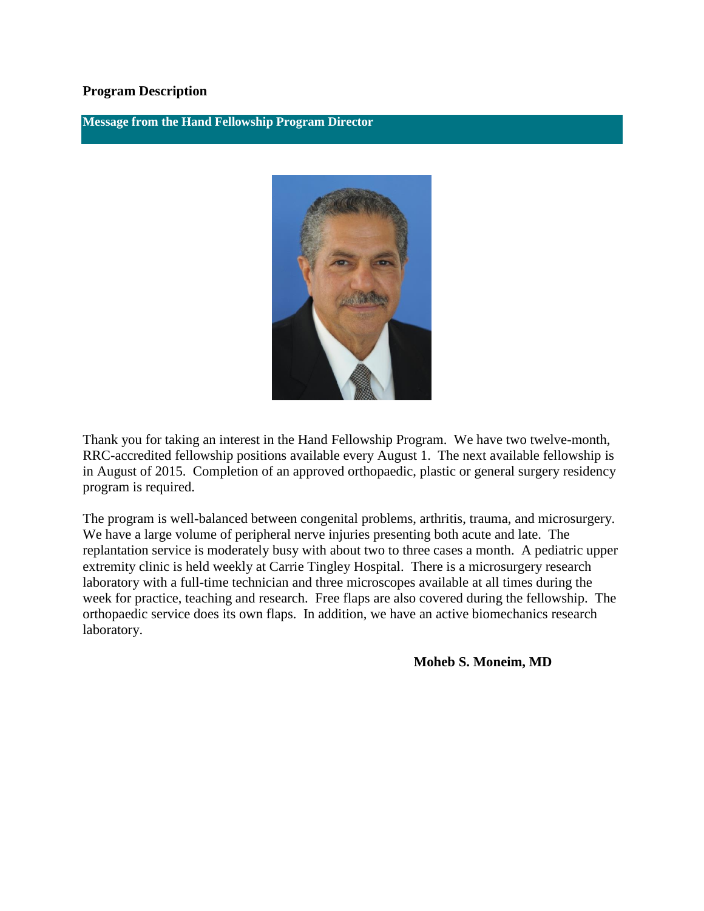**Program Description**

**Message from the Hand Fellowship Program Director**

Thank you for taking an interest in the Hand Fellowship Program. We have two twelve-month, RRC-accredited fellowship positions available every August 1. The next available fellowship is in August of 2015. Completion of an approved orthopaedic, plastic or general surgery residency program is required.

The program is well-balanced between congenital problems, arthritis, trauma, and microsurgery. We have a large volume of peripheral nerve injuries presenting both acute and late. The replantation service is moderately busy with about two to three cases a month. A pediatric upper extremity clinic is held weekly at Carrie Tingley Hospital. There is a microsurgery research laboratory with a full-time technician and three microscopes available at all times during the week for practice, teaching and research. Free flaps are also covered during the fellowship. The orthopaedic service does its own flaps. In addition, we have an active biomechanics research laboratory.

**Moheb S. Moneim, MD**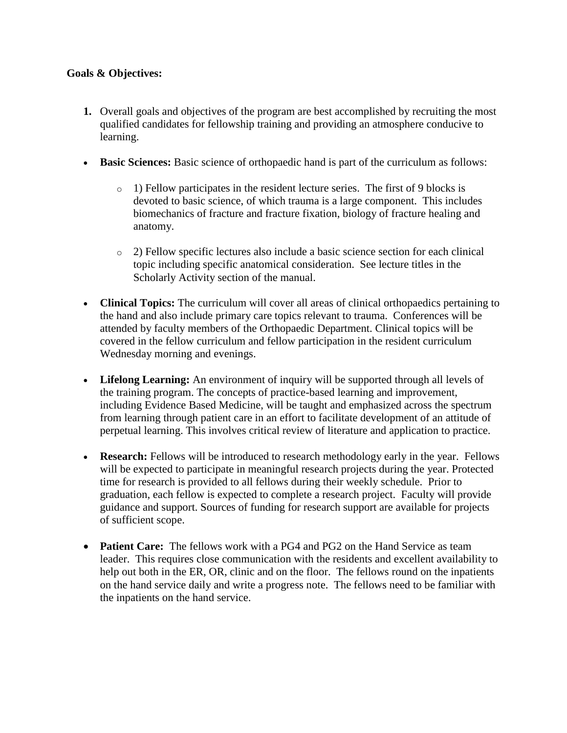**Goals & Objectives:**

1. Overall goals and objectives of the program are best accomplished by recruiting the most qualified candidates for fellowship training and providing an atmosphere conducive to learning.

- **Basic Sciences:** Basic science of orthopaedic hand is part of the curriculum as follows:
  - 1) Fellow participates in the resident lecture series. The first of 9 blocks is devoted to basic science, of which trauma is a large component. This includes biomechanics of fracture and fracture fixation, biology of fracture healing and anatomy.
  - 2) Fellow specific lectures also include a basic science section for each clinical topic including specific anatomical consideration. See lecture titles in the Scholarly Activity section of the manual.
- **Clinical Topics:** The curriculum will cover all areas of clinical orthopaedics pertaining to the hand and also include primary care topics relevant to trauma. Conferences will be attended by faculty members of the Orthopaedic Department. Clinical topics will be covered in the fellow curriculum and fellow participation in the resident curriculum Wednesday morning and evenings.
- **Lifelong Learning:** An environment of inquiry will be supported through all levels of the training program. The concepts of practice-based learning and improvement, including Evidence Based Medicine, will be taught and emphasized across the spectrum from learning through patient care in an effort to facilitate development of an attitude of perpetual learning. This involves critical review of literature and application to practice.
- **Research:** Fellows will be introduced to research methodology early in the year. Fellows will be expected to participate in meaningful research projects during the year. Protected time for research is provided to all fellows during their weekly schedule. Prior to graduation, each fellow is expected to complete a research project. Faculty will provide guidance and support. Sources of funding for research support are available for projects of sufficient scope.
- **Patient Care:** The fellows work with a PG4 and PG2 on the Hand Service as team leader. This requires close communication with the residents and excellent availability to help out both in the ER, OR, clinic and on the floor. The fellows round on the inpatients on the hand service daily and write a progress note. The fellows need to be familiar with the inpatients on the hand service.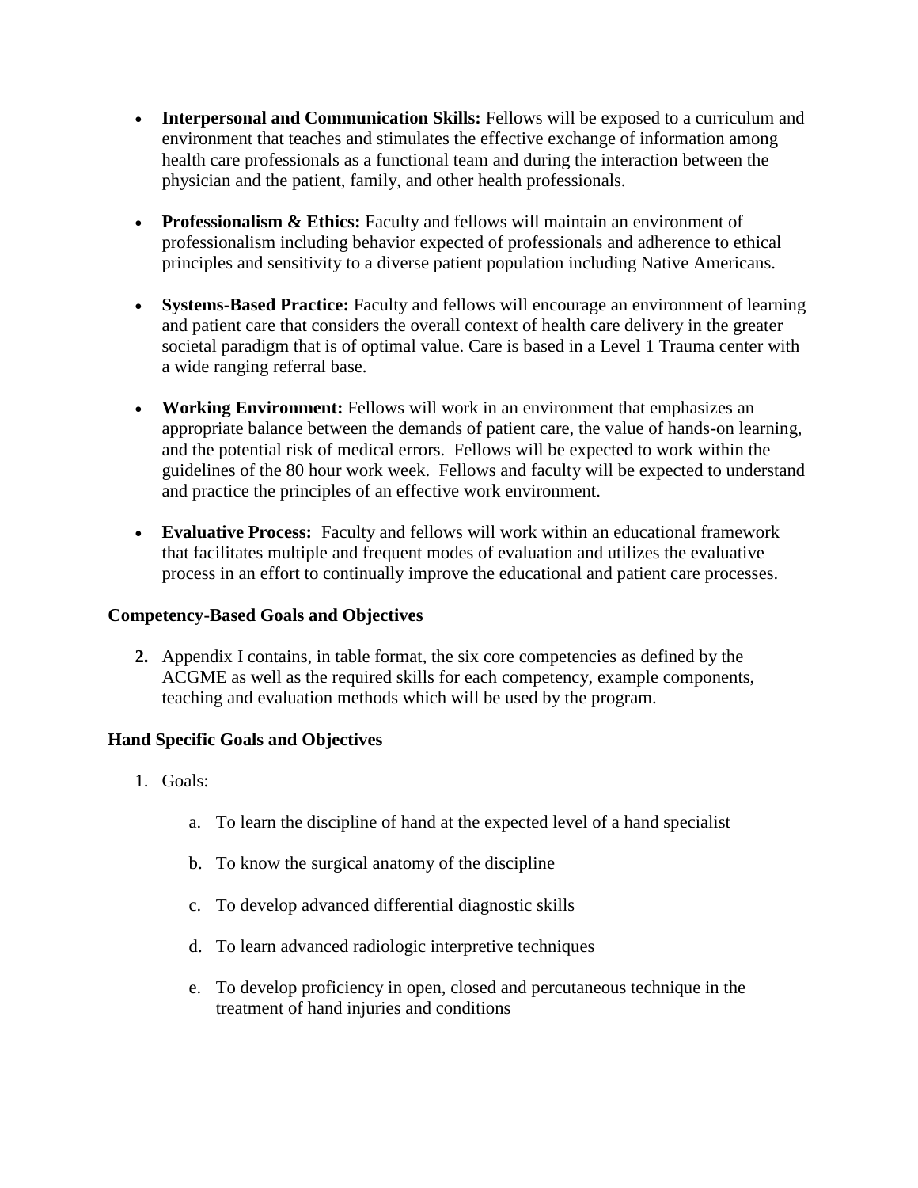- **Interpersonal and Communication Skills:** Fellows will be exposed to a curriculum and environment that teaches and stimulates the effective exchange of information among health care professionals as a functional team and during the interaction between the physician and the patient, family, and other health professionals.

- **Professionalism & Ethics:** Faculty and fellows will maintain an environment of professionalism including behavior expected of professionals and adherence to ethical principles and sensitivity to a diverse patient population including Native Americans.

- **Systems-Based Practice:** Faculty and fellows will encourage an environment of learning and patient care that considers the overall context of health care delivery in the greater societal paradigm that is of optimal value. Care is based in a Level 1 Trauma center with a wide ranging referral base.

- **Working Environment:** Fellows will work in an environment that emphasizes an appropriate balance between the demands of patient care, the value of hands-on learning, and the potential risk of medical errors. Fellows will be expected to work within the guidelines of the 80 hour work week. Fellows and faculty will be expected to understand and practice the principles of an effective work environment.

- **Evaluative Process:** Faculty and fellows will work within an educational framework that facilitates multiple and frequent modes of evaluation and utilizes the evaluative process in an effort to continually improve the educational and patient care processes.

**Competency-Based Goals and Objectives**

**2.** Appendix I contains, in table format, the six core competencies as defined by the ACGME as well as the required skills for each competency, example components, teaching and evaluation methods which will be used by the program.

**Hand Specific Goals and Objectives**

1. Goals:

    a. To learn the discipline of hand at the expected level of a hand specialist

    b. To know the surgical anatomy of the discipline

    c. To develop advanced differential diagnostic skills

    d. To learn advanced radiologic interpretive techniques

    e. To develop proficiency in open, closed and percutaneous technique in the treatment of hand injuries and conditions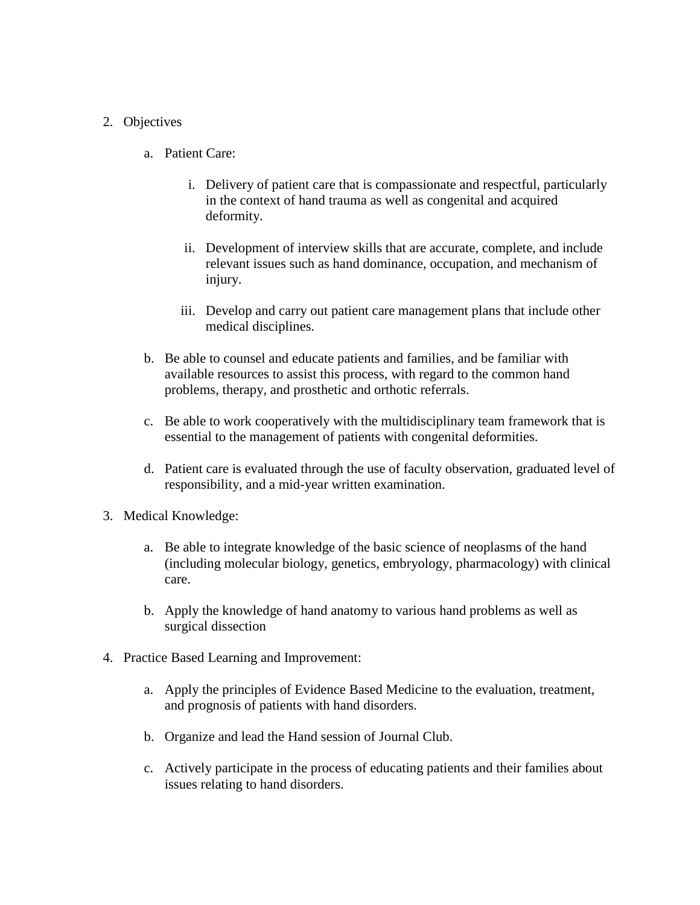2. Objectives

    a. Patient Care:

        i. Delivery of patient care that is compassionate and respectful, particularly in the context of hand trauma as well as congenital and acquired deformity.

        ii. Development of interview skills that are accurate, complete, and include relevant issues such as hand dominance, occupation, and mechanism of injury.

        iii. Develop and carry out patient care management plans that include other medical disciplines.

    b. Be able to counsel and educate patients and families, and be familiar with available resources to assist this process, with regard to the common hand problems, therapy, and prosthetic and orthotic referrals.

    c. Be able to work cooperatively with the multidisciplinary team framework that is essential to the management of patients with congenital deformities.

    d. Patient care is evaluated through the use of faculty observation, graduated level of responsibility, and a mid-year written examination.

3. Medical Knowledge:

    a. Be able to integrate knowledge of the basic science of neoplasms of the hand (including molecular biology, genetics, embryology, pharmacology) with clinical care.

    b. Apply the knowledge of hand anatomy to various hand problems as well as surgical dissection

4. Practice Based Learning and Improvement:

    a. Apply the principles of Evidence Based Medicine to the evaluation, treatment, and prognosis of patients with hand disorders.

    b. Organize and lead the Hand session of Journal Club.

    c. Actively participate in the process of educating patients and their families about issues relating to hand disorders.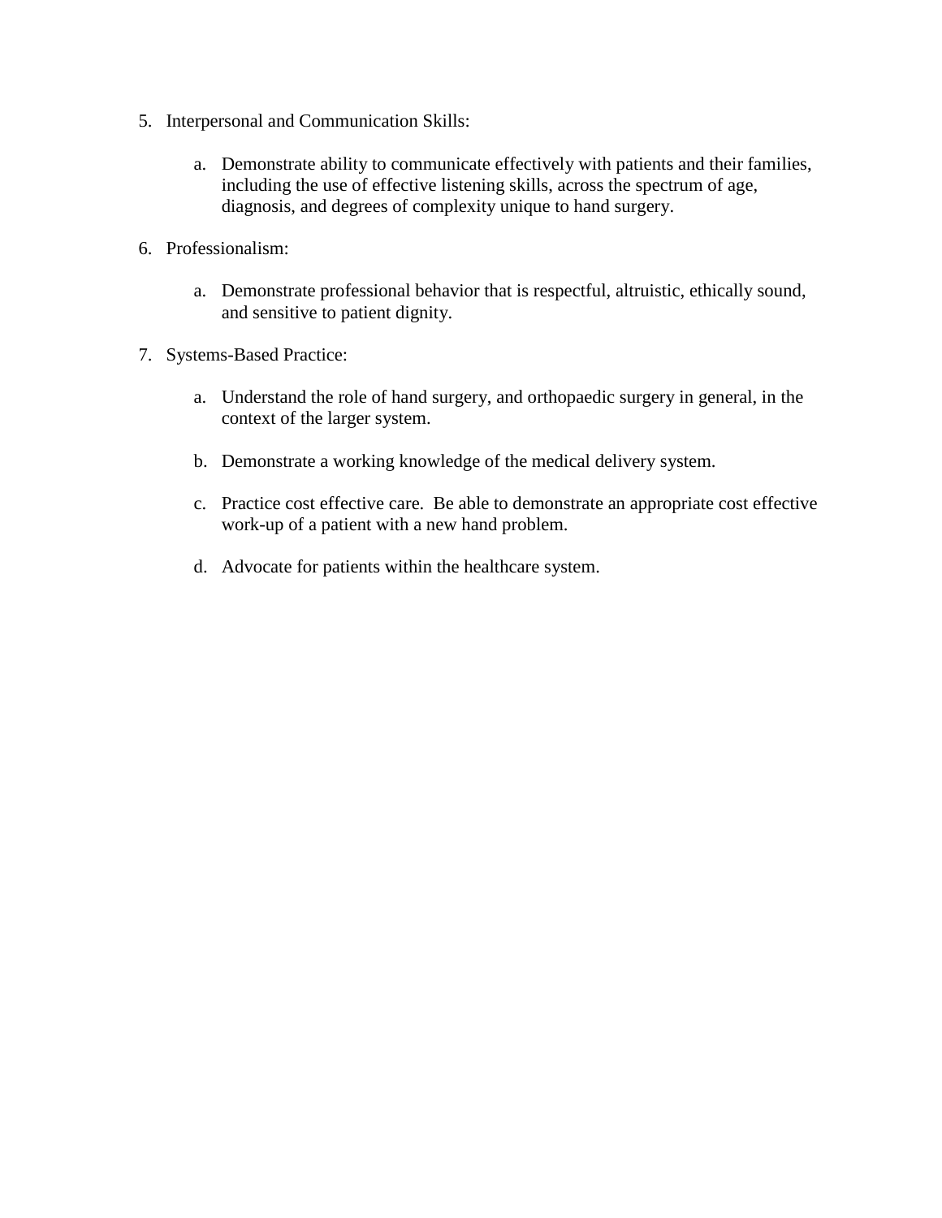5. Interpersonal and Communication Skills:

    a. Demonstrate ability to communicate effectively with patients and their families, including the use of effective listening skills, across the spectrum of age, diagnosis, and degrees of complexity unique to hand surgery.

6. Professionalism:

    a. Demonstrate professional behavior that is respectful, altruistic, ethically sound, and sensitive to patient dignity.

7. Systems-Based Practice:

    a. Understand the role of hand surgery, and orthopaedic surgery in general, in the context of the larger system.

    b. Demonstrate a working knowledge of the medical delivery system.

    c. Practice cost effective care. Be able to demonstrate an appropriate cost effective work-up of a patient with a new hand problem.

    d. Advocate for patients within the healthcare system.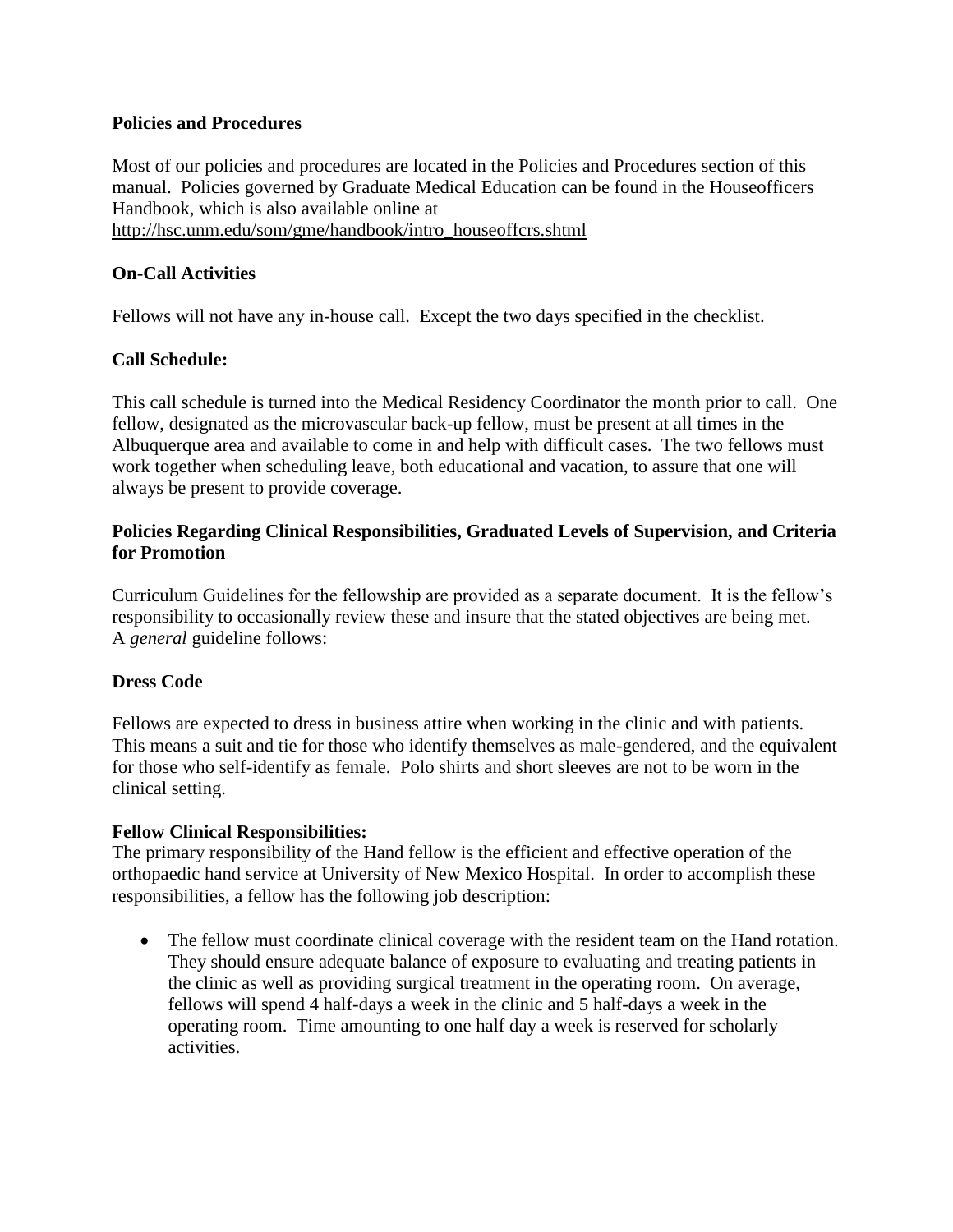**Policies and Procedures**

Most of our policies and procedures are located in the Policies and Procedures section of this manual. Policies governed by Graduate Medical Education can be found in the Houseofficers Handbook, which is also available online at http://hsc.unm.edu/som/gme/handbook/intro_houseoffcrs.shtml

**On-Call Activities**

Fellows will not have any in-house call. Except the two days specified in the checklist.

**Call Schedule:**

This call schedule is turned into the Medical Residency Coordinator the month prior to call. One fellow, designated as the microvascular back-up fellow, must be present at all times in the Albuquerque area and available to come in and help with difficult cases. The two fellows must work together when scheduling leave, both educational and vacation, to assure that one will always be present to provide coverage.

**Policies Regarding Clinical Responsibilities, Graduated Levels of Supervision, and Criteria for Promotion**

Curriculum Guidelines for the fellowship are provided as a separate document. It is the fellow's responsibility to occasionally review these and insure that the stated objectives are being met. A *general* guideline follows:

**Dress Code**

Fellows are expected to dress in business attire when working in the clinic and with patients. This means a suit and tie for those who identify themselves as male-gendered, and the equivalent for those who self-identify as female. Polo shirts and short sleeves are not to be worn in the clinical setting.

**Fellow Clinical Responsibilities:**

The primary responsibility of the Hand fellow is the efficient and effective operation of the orthopaedic hand service at University of New Mexico Hospital. In order to accomplish these responsibilities, a fellow has the following job description:

- The fellow must coordinate clinical coverage with the resident team on the Hand rotation. They should ensure adequate balance of exposure to evaluating and treating patients in the clinic as well as providing surgical treatment in the operating room. On average, fellows will spend 4 half-days a week in the clinic and 5 half-days a week in the operating room. Time amounting to one half day a week is reserved for scholarly activities.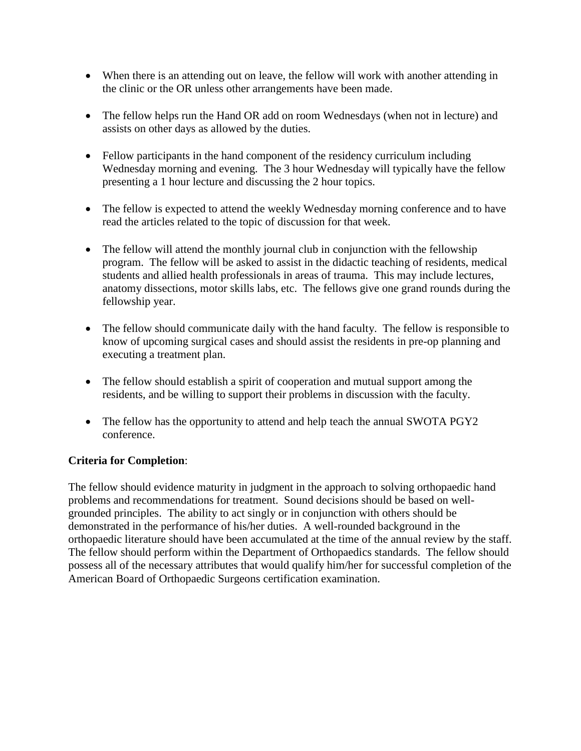- When there is an attending out on leave, the fellow will work with another attending in the clinic or the OR unless other arrangements have been made.

- The fellow helps run the Hand OR add on room Wednesdays (when not in lecture) and assists on other days as allowed by the duties.

- Fellow participants in the hand component of the residency curriculum including Wednesday morning and evening. The 3 hour Wednesday will typically have the fellow presenting a 1 hour lecture and discussing the 2 hour topics.

- The fellow is expected to attend the weekly Wednesday morning conference and to have read the articles related to the topic of discussion for that week.

- The fellow will attend the monthly journal club in conjunction with the fellowship program. The fellow will be asked to assist in the didactic teaching of residents, medical students and allied health professionals in areas of trauma. This may include lectures, anatomy dissections, motor skills labs, etc. The fellows give one grand rounds during the fellowship year.

- The fellow should communicate daily with the hand faculty. The fellow is responsible to know of upcoming surgical cases and should assist the residents in pre-op planning and executing a treatment plan.

- The fellow should establish a spirit of cooperation and mutual support among the residents, and be willing to support their problems in discussion with the faculty.

- The fellow has the opportunity to attend and help teach the annual SWOTA PGY2 conference.

**Criteria for Completion**:

The fellow should evidence maturity in judgment in the approach to solving orthopaedic hand problems and recommendations for treatment. Sound decisions should be based on well-grounded principles. The ability to act singly or in conjunction with others should be demonstrated in the performance of his/her duties. A well-rounded background in the orthopaedic literature should have been accumulated at the time of the annual review by the staff. The fellow should perform within the Department of Orthopaedics standards. The fellow should possess all of the necessary attributes that would qualify him/her for successful completion of the American Board of Orthopaedic Surgeons certification examination.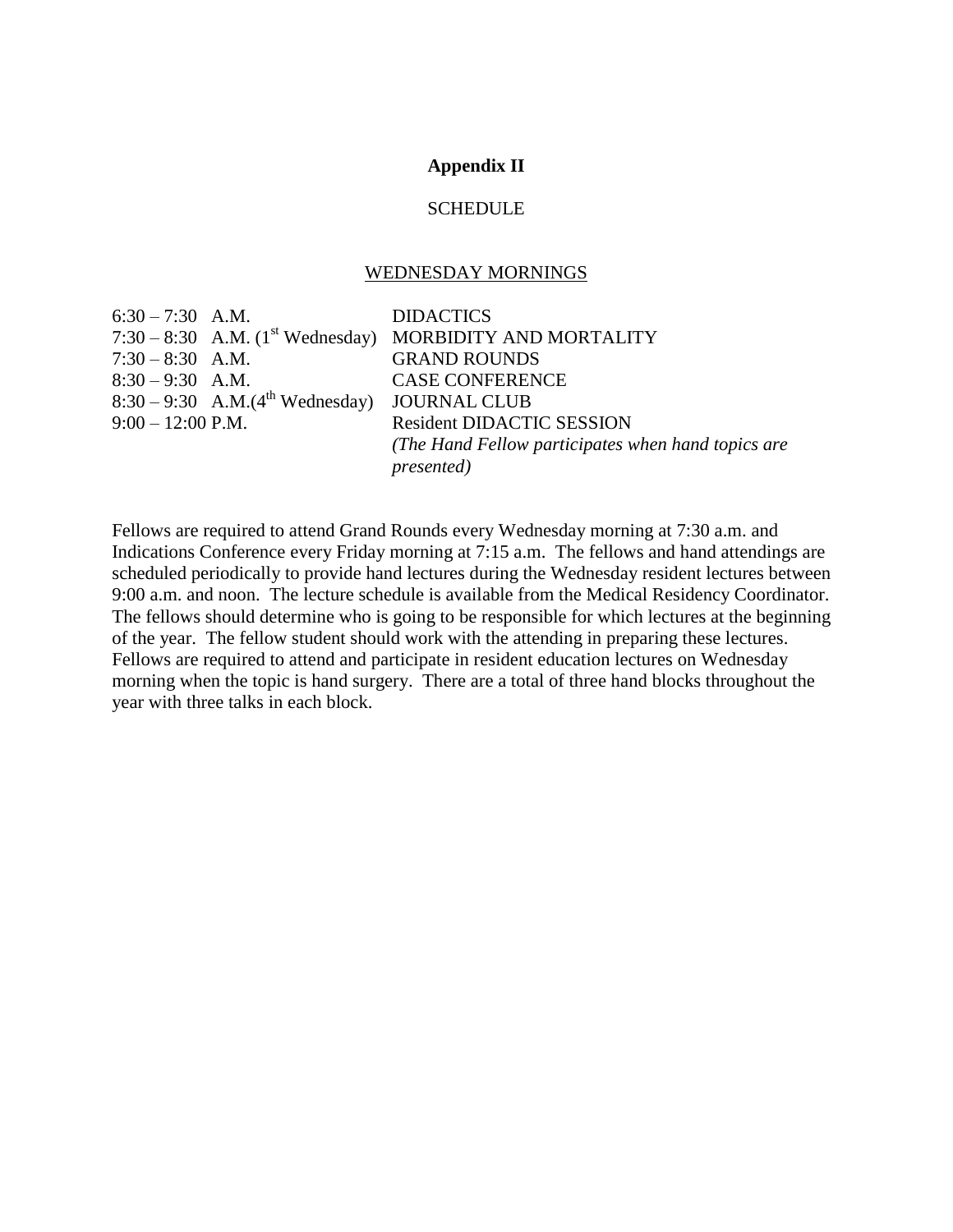## Appendix II

SCHEDULE

WEDNESDAY MORNINGS

| | |
|---|---|
| 6:30 – 7:30 A.M. | DIDACTICS |
| 7:30 – 8:30 A.M. (1st Wednesday) | MORBIDITY AND MORTALITY |
| 7:30 – 8:30 A.M. | GRAND ROUNDS |
| 8:30 – 9:30 A.M. | CASE CONFERENCE |
| 8:30 – 9:30 A.M.(4th Wednesday) | JOURNAL CLUB |
| 9:00 – 12:00 P.M. | Resident DIDACTIC SESSION *(The Hand Fellow participates when hand topics are presented)* |

Fellows are required to attend Grand Rounds every Wednesday morning at 7:30 a.m. and Indications Conference every Friday morning at 7:15 a.m. The fellows and hand attendings are scheduled periodically to provide hand lectures during the Wednesday resident lectures between 9:00 a.m. and noon. The lecture schedule is available from the Medical Residency Coordinator. The fellows should determine who is going to be responsible for which lectures at the beginning of the year. The fellow student should work with the attending in preparing these lectures. Fellows are required to attend and participate in resident education lectures on Wednesday morning when the topic is hand surgery. There are a total of three hand blocks throughout the year with three talks in each block.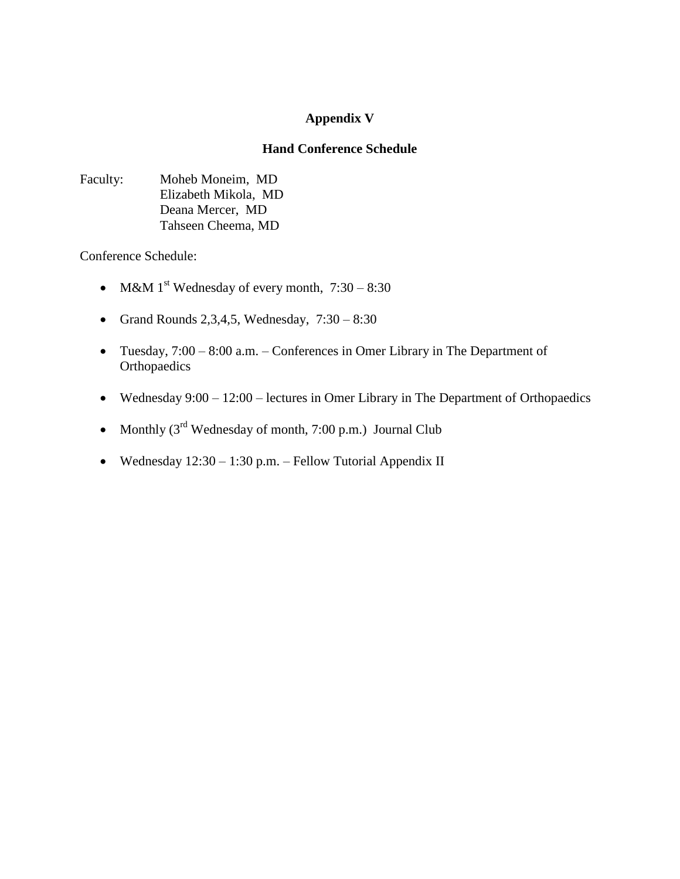# Appendix V

## Hand Conference Schedule

Faculty: Moheb Moneim, MD
Elizabeth Mikola, MD
Deana Mercer, MD
Tahseen Cheema, MD

Conference Schedule:

- M&M 1st Wednesday of every month, 7:30 – 8:30
- Grand Rounds 2,3,4,5, Wednesday, 7:30 – 8:30
- Tuesday, 7:00 – 8:00 a.m. – Conferences in Omer Library in The Department of Orthopaedics
- Wednesday 9:00 – 12:00 – lectures in Omer Library in The Department of Orthopaedics
- Monthly (3rd Wednesday of month, 7:00 p.m.) Journal Club
- Wednesday 12:30 – 1:30 p.m. – Fellow Tutorial Appendix II